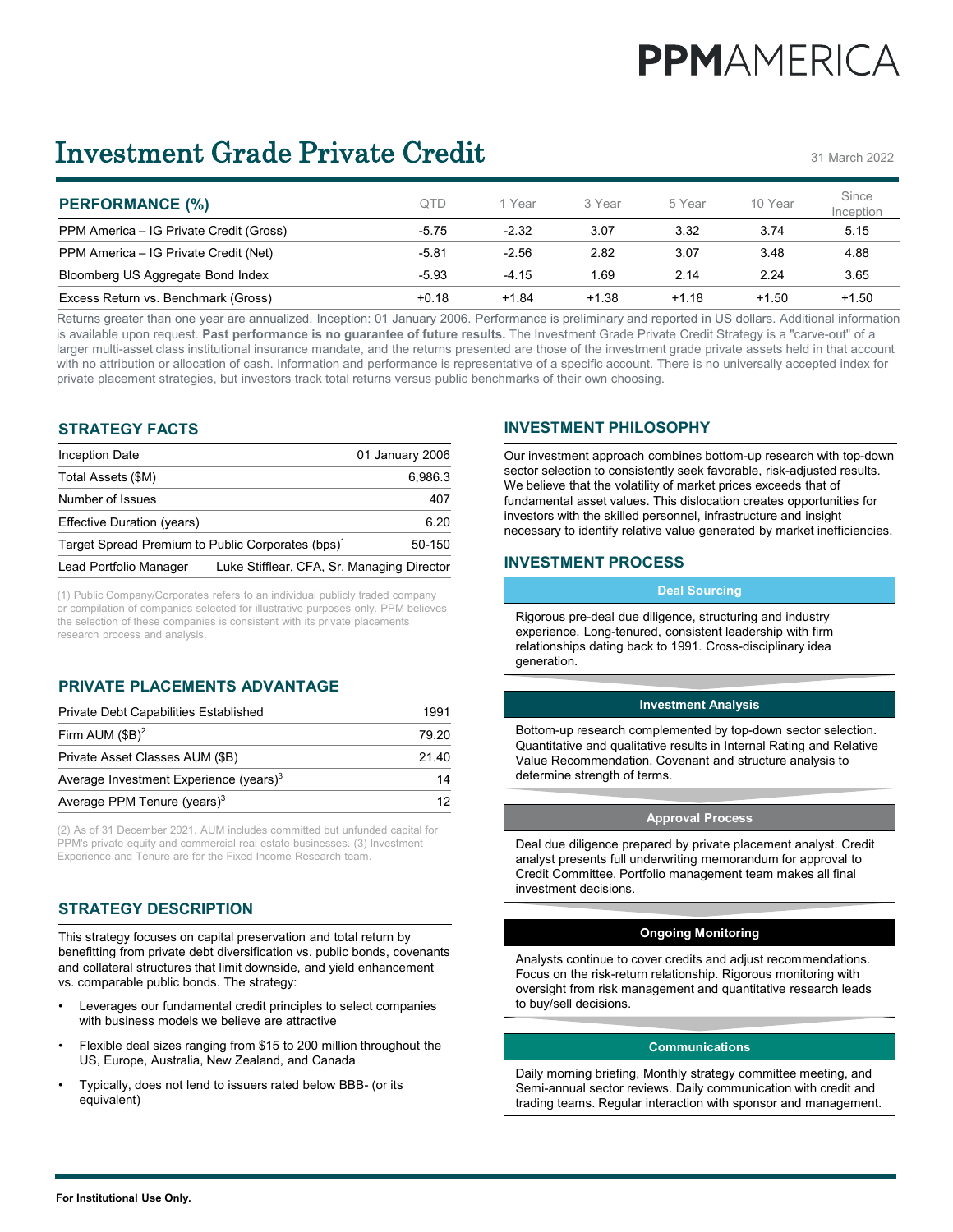PPMAMERICA

# Investment Grade Private Credit

31 March 2022

| PERFORMANCE (%) | QTD | 1 Year | 3 Year | 5 Year | 10 Year | Since Inception |
|---|---|---|---|---|---|---|
| PPM America – IG Private Credit (Gross) | -5.75 | -2.32 | 3.07 | 3.32 | 3.74 | 5.15 |
| PPM America – IG Private Credit (Net) | -5.81 | -2.56 | 2.82 | 3.07 | 3.48 | 4.88 |
| Bloomberg US Aggregate Bond Index | -5.93 | -4.15 | 1.69 | 2.14 | 2.24 | 3.65 |
| Excess Return vs. Benchmark (Gross) | +0.18 | +1.84 | +1.38 | +1.18 | +1.50 | +1.50 |

Returns greater than one year are annualized. Inception: 01 January 2006. Performance is preliminary and reported in US dollars. Additional information is available upon request. **Past performance is no guarantee of future results.** The Investment Grade Private Credit Strategy is a "carve-out" of a larger multi-asset class institutional insurance mandate, and the returns presented are those of the investment grade private assets held in that account with no attribution or allocation of cash. Information and performance is representative of a specific account. There is no universally accepted index for private placement strategies, but investors track total returns versus public benchmarks of their own choosing.

## STRATEGY FACTS

| | |
|---|---|
| Inception Date | 01 January 2006 |
| Total Assets ($M) | 6,986.3 |
| Number of Issues | 407 |
| Effective Duration (years) | 6.20 |
| Target Spread Premium to Public Corporates (bps)[1] | 50-150 |
| Lead Portfolio Manager | Luke Stifflear, CFA, Sr. Managing Director |

(1) Public Company/Corporates refers to an individual publicly traded company or compilation of companies selected for illustrative purposes only. PPM believes the selection of these companies is consistent with its private placements research process and analysis.

## PRIVATE PLACEMENTS ADVANTAGE

| | |
|---|---|
| Private Debt Capabilities Established | 1991 |
| Firm AUM ($B)[2] | 79.20 |
| Private Asset Classes AUM ($B) | 21.40 |
| Average Investment Experience (years)[3] | 14 |
| Average PPM Tenure (years)[3] | 12 |

(2) As of 31 December 2021. AUM includes committed but unfunded capital for PPM's private equity and commercial real estate businesses. (3) Investment Experience and Tenure are for the Fixed Income Research team.

## STRATEGY DESCRIPTION

This strategy focuses on capital preservation and total return by benefitting from private debt diversification vs. public bonds, covenants and collateral structures that limit downside, and yield enhancement vs. comparable public bonds. The strategy:

- Leverages our fundamental credit principles to select companies with business models we believe are attractive
- Flexible deal sizes ranging from $15 to 200 million throughout the US, Europe, Australia, New Zealand, and Canada
- Typically, does not lend to issuers rated below BBB- (or its equivalent)

## INVESTMENT PHILOSOPHY

Our investment approach combines bottom-up research with top-down sector selection to consistently seek favorable, risk-adjusted results. We believe that the volatility of market prices exceeds that of fundamental asset values. This dislocation creates opportunities for investors with the skilled personnel, infrastructure and insight necessary to identify relative value generated by market inefficiencies.

## INVESTMENT PROCESS

### Deal Sourcing

Rigorous pre-deal due diligence, structuring and industry experience. Long-tenured, consistent leadership with firm relationships dating back to 1991. Cross-disciplinary idea generation.

### Investment Analysis

Bottom-up research complemented by top-down sector selection. Quantitative and qualitative results in Internal Rating and Relative Value Recommendation. Covenant and structure analysis to determine strength of terms.

### Approval Process

Deal due diligence prepared by private placement analyst. Credit analyst presents full underwriting memorandum for approval to Credit Committee. Portfolio management team makes all final investment decisions.

### Ongoing Monitoring

Analysts continue to cover credits and adjust recommendations. Focus on the risk-return relationship. Rigorous monitoring with oversight from risk management and quantitative research leads to buy/sell decisions.

### Communications

Daily morning briefing, Monthly strategy committee meeting, and Semi-annual sector reviews. Daily communication with credit and trading teams. Regular interaction with sponsor and management.

**For Institutional Use Only.**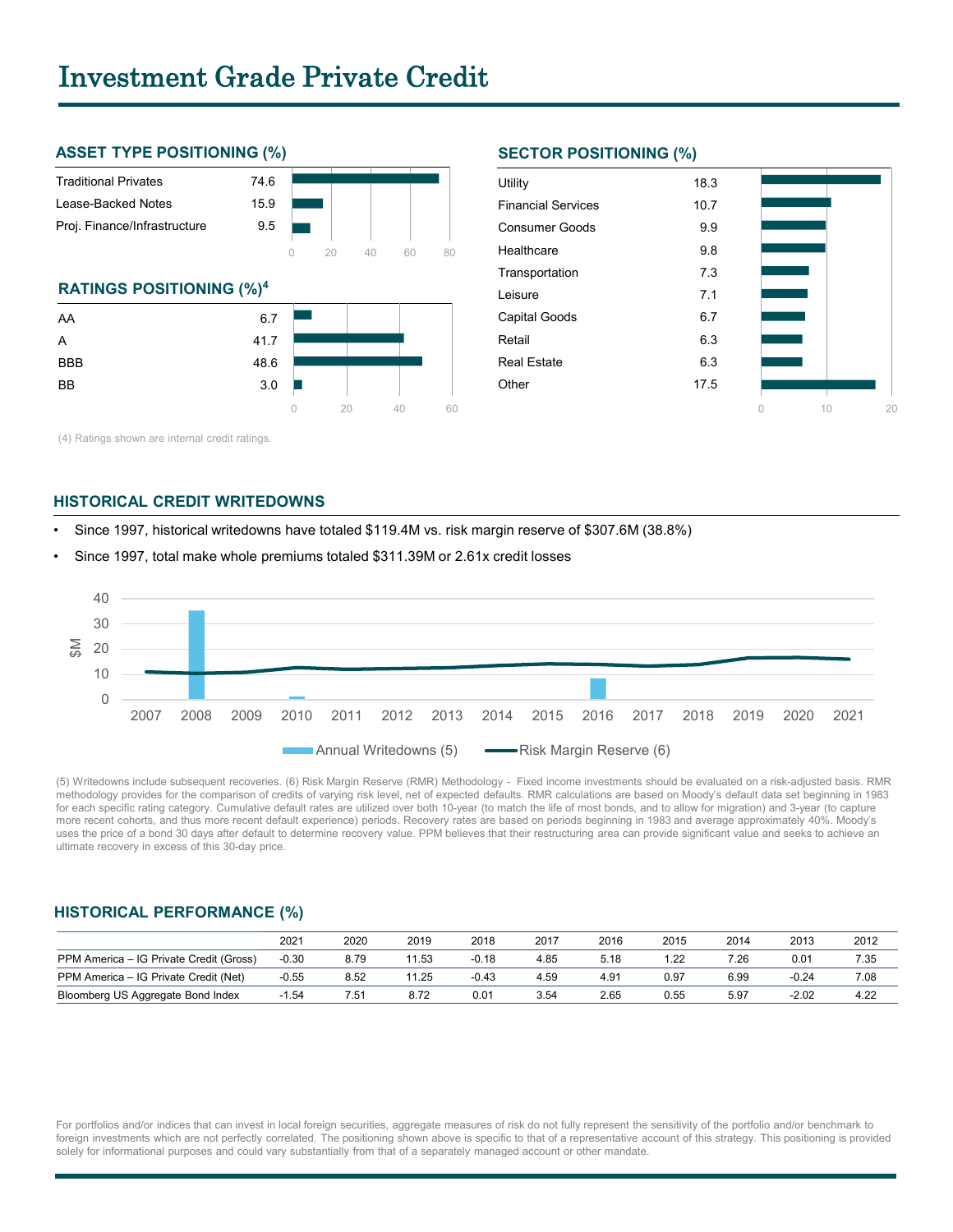# Investment Grade Private Credit

## ASSET TYPE POSITIONING (%)

Traditional Privates 74.6
Lease-Backed Notes 15.9
Proj. Finance/Infrastructure 9.5

0 20 40 60 80

## RATINGS POSITIONING (%)[4]

AA 6.7
A 41.7
BBB 48.6
BB 3.0

0 20 40 60

(4) Ratings shown are internal credit ratings.

## SECTOR POSITIONING (%)

Utility 18.3
Financial Services 10.7
Consumer Goods 9.9
Healthcare 9.8
Transportation 7.3
Leisure 7.1
Capital Goods 6.7
Retail 6.3
Real Estate 6.3
Other 17.5

0 10 20

## HISTORICAL CREDIT WRITEDOWNS

- Since 1997, historical writedowns have totaled $119.4M vs. risk margin reserve of $307.6M (38.8%)
- Since 1997, total make whole premiums totaled $311.39M or 2.61x credit losses

40
30
$M 20
10
0

2007 2008 2009 2010 2011 2012 2013 2014 2015 2016 2017 2018 2019 2020 2021

Annual Writedowns (5) Risk Margin Reserve (6)

(5) Writedowns include subsequent recoveries. (6) Risk Margin Reserve (RMR) Methodology - Fixed income investments should be evaluated on a risk-adjusted basis. RMR methodology provides for the comparison of credits of varying risk level, net of expected defaults. RMR calculations are based on Moody's default data set beginning in 1983 for each specific rating category. Cumulative default rates are utilized over both 10-year (to match the life of most bonds, and to allow for migration) and 3-year (to capture more recent cohorts, and thus more recent default experience) periods. Recovery rates are based on periods beginning in 1983 and average approximately 40%. Moody's uses the price of a bond 30 days after default to determine recovery value. PPM believes that their restructuring area can provide significant value and seeks to achieve an ultimate recovery in excess of this 30-day price.

## HISTORICAL PERFORMANCE (%)

| | 2021 | 2020 | 2019 | 2018 | 2017 | 2016 | 2015 | 2014 | 2013 | 2012 |
|---|---|---|---|---|---|---|---|---|---|---|
| PPM America – IG Private Credit (Gross) | -0.30 | 8.79 | 11.53 | -0.18 | 4.85 | 5.18 | 1.22 | 7.26 | 0.01 | 7.35 |
| PPM America – IG Private Credit (Net) | -0.55 | 8.52 | 11.25 | -0.43 | 4.59 | 4.91 | 0.97 | 6.99 | -0.24 | 7.08 |
| Bloomberg US Aggregate Bond Index | -1.54 | 7.51 | 8.72 | 0.01 | 3.54 | 2.65 | 0.55 | 5.97 | -2.02 | 4.22 |

For portfolios and/or indices that can invest in local foreign securities, aggregate measures of risk do not fully represent the sensitivity of the portfolio and/or benchmark to foreign investments which are not perfectly correlated. The positioning shown above is specific to that of a representative account of this strategy. This positioning is provided solely for informational purposes and could vary substantially from that of a separately managed account or other mandate.